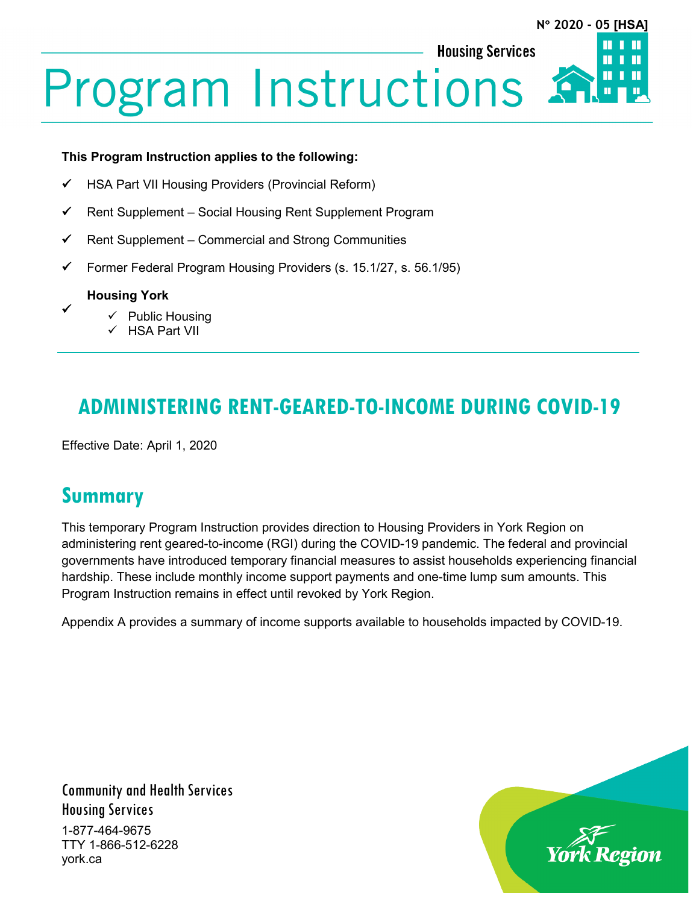N° 2020 - 05 [HSA]

Housing Services

# Program Instructions

**This Program Instruction applies to the following:**

- ✓ HSA Part VII Housing Providers (Provincial Reform)
- ✓ Rent Supplement – Social Housing Rent Supplement Program
- ✓ Rent Supplement – Commercial and Strong Communities
- ✓ Former Federal Program Housing Providers (s. 15.1/27, s. 56.1/95)
- ✓ **Housing York**
  - ✓ Public Housing
  - ✓ HSA Part VII

## ADMINISTERING RENT-GEARED-TO-INCOME DURING COVID-19

Effective Date: April 1, 2020

## Summary

This temporary Program Instruction provides direction to Housing Providers in York Region on administering rent geared-to-income (RGI) during the COVID-19 pandemic. The federal and provincial governments have introduced temporary financial measures to assist households experiencing financial hardship. These include monthly income support payments and one-time lump sum amounts. This Program Instruction remains in effect until revoked by York Region.

Appendix A provides a summary of income supports available to households impacted by COVID-19.

Community and Health Services
Housing Services
1-877-464-9675
TTY 1-866-512-6228
york.ca

York Region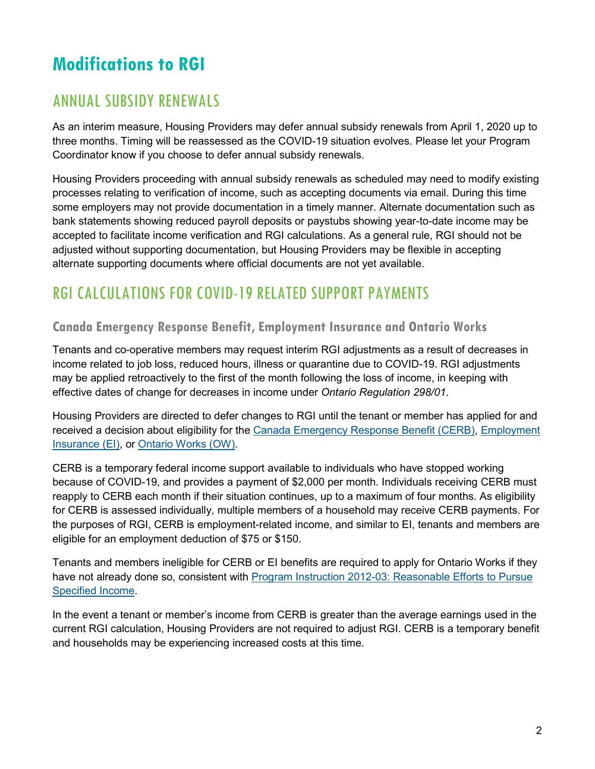# Modifications to RGI

## ANNUAL SUBSIDY RENEWALS

As an interim measure, Housing Providers may defer annual subsidy renewals from April 1, 2020 up to three months. Timing will be reassessed as the COVID-19 situation evolves. Please let your Program Coordinator know if you choose to defer annual subsidy renewals.

Housing Providers proceeding with annual subsidy renewals as scheduled may need to modify existing processes relating to verification of income, such as accepting documents via email. During this time some employers may not provide documentation in a timely manner. Alternate documentation such as bank statements showing reduced payroll deposits or paystubs showing year-to-date income may be accepted to facilitate income verification and RGI calculations. As a general rule, RGI should not be adjusted without supporting documentation, but Housing Providers may be flexible in accepting alternate supporting documents where official documents are not yet available.

## RGI CALCULATIONS FOR COVID-19 RELATED SUPPORT PAYMENTS

### Canada Emergency Response Benefit, Employment Insurance and Ontario Works

Tenants and co-operative members may request interim RGI adjustments as a result of decreases in income related to job loss, reduced hours, illness or quarantine due to COVID-19. RGI adjustments may be applied retroactively to the first of the month following the loss of income, in keeping with effective dates of change for decreases in income under *Ontario Regulation 298/01*.

Housing Providers are directed to defer changes to RGI until the tenant or member has applied for and received a decision about eligibility for the Canada Emergency Response Benefit (CERB), Employment Insurance (EI), or Ontario Works (OW).

CERB is a temporary federal income support available to individuals who have stopped working because of COVID-19, and provides a payment of $2,000 per month. Individuals receiving CERB must reapply to CERB each month if their situation continues, up to a maximum of four months. As eligibility for CERB is assessed individually, multiple members of a household may receive CERB payments. For the purposes of RGI, CERB is employment-related income, and similar to EI, tenants and members are eligible for an employment deduction of $75 or $150.

Tenants and members ineligible for CERB or EI benefits are required to apply for Ontario Works if they have not already done so, consistent with Program Instruction 2012-03: Reasonable Efforts to Pursue Specified Income.

In the event a tenant or member's income from CERB is greater than the average earnings used in the current RGI calculation, Housing Providers are not required to adjust RGI. CERB is a temporary benefit and households may be experiencing increased costs at this time.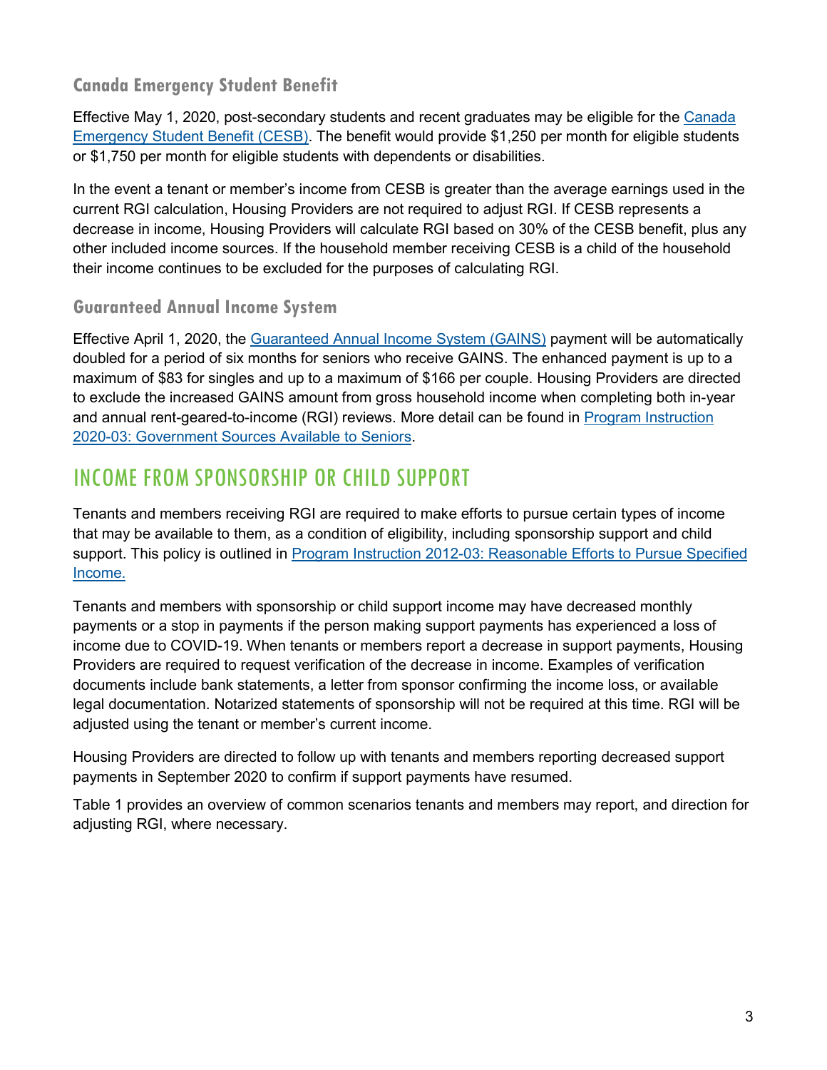### Canada Emergency Student Benefit

Effective May 1, 2020, post-secondary students and recent graduates may be eligible for the Canada Emergency Student Benefit (CESB). The benefit would provide $1,250 per month for eligible students or $1,750 per month for eligible students with dependents or disabilities.

In the event a tenant or member's income from CESB is greater than the average earnings used in the current RGI calculation, Housing Providers are not required to adjust RGI. If CESB represents a decrease in income, Housing Providers will calculate RGI based on 30% of the CESB benefit, plus any other included income sources. If the household member receiving CESB is a child of the household their income continues to be excluded for the purposes of calculating RGI.

### Guaranteed Annual Income System

Effective April 1, 2020, the Guaranteed Annual Income System (GAINS) payment will be automatically doubled for a period of six months for seniors who receive GAINS. The enhanced payment is up to a maximum of $83 for singles and up to a maximum of $166 per couple. Housing Providers are directed to exclude the increased GAINS amount from gross household income when completing both in-year and annual rent-geared-to-income (RGI) reviews. More detail can be found in Program Instruction 2020-03: Government Sources Available to Seniors.

## INCOME FROM SPONSORSHIP OR CHILD SUPPORT

Tenants and members receiving RGI are required to make efforts to pursue certain types of income that may be available to them, as a condition of eligibility, including sponsorship support and child support. This policy is outlined in Program Instruction 2012-03: Reasonable Efforts to Pursue Specified Income.

Tenants and members with sponsorship or child support income may have decreased monthly payments or a stop in payments if the person making support payments has experienced a loss of income due to COVID-19. When tenants or members report a decrease in support payments, Housing Providers are required to request verification of the decrease in income. Examples of verification documents include bank statements, a letter from sponsor confirming the income loss, or available legal documentation. Notarized statements of sponsorship will not be required at this time. RGI will be adjusted using the tenant or member's current income.

Housing Providers are directed to follow up with tenants and members reporting decreased support payments in September 2020 to confirm if support payments have resumed.

Table 1 provides an overview of common scenarios tenants and members may report, and direction for adjusting RGI, where necessary.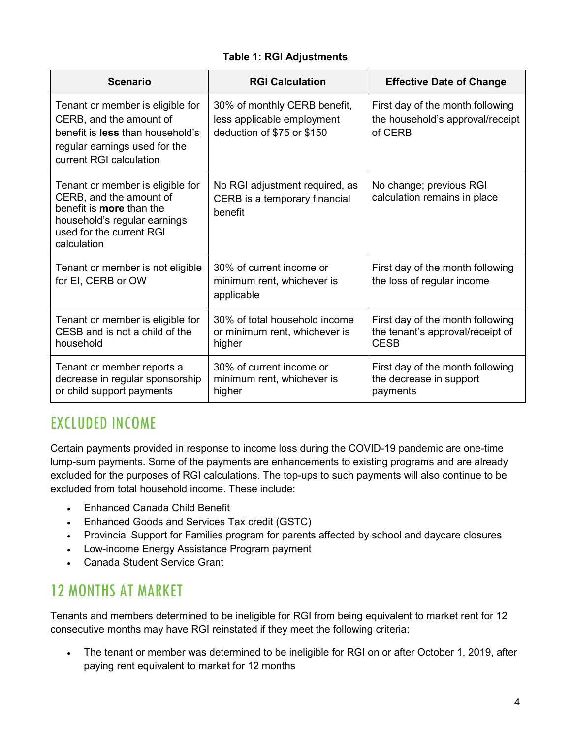**Table 1: RGI Adjustments**

| Scenario | RGI Calculation | Effective Date of Change |
|---|---|---|
| Tenant or member is eligible for CERB, and the amount of benefit is **less** than household's regular earnings used for the current RGI calculation | 30% of monthly CERB benefit, less applicable employment deduction of $75 or $150 | First day of the month following the household's approval/receipt of CERB |
| Tenant or member is eligible for CERB, and the amount of benefit is **more** than the household's regular earnings used for the current RGI calculation | No RGI adjustment required, as CERB is a temporary financial benefit | No change; previous RGI calculation remains in place |
| Tenant or member is not eligible for EI, CERB or OW | 30% of current income or minimum rent, whichever is applicable | First day of the month following the loss of regular income |
| Tenant or member is eligible for CESB and is not a child of the household | 30% of total household income or minimum rent, whichever is higher | First day of the month following the tenant's approval/receipt of CESB |
| Tenant or member reports a decrease in regular sponsorship or child support payments | 30% of current income or minimum rent, whichever is higher | First day of the month following the decrease in support payments |

## EXCLUDED INCOME

Certain payments provided in response to income loss during the COVID-19 pandemic are one-time lump-sum payments. Some of the payments are enhancements to existing programs and are already excluded for the purposes of RGI calculations. The top-ups to such payments will also continue to be excluded from total household income. These include:

- Enhanced Canada Child Benefit
- Enhanced Goods and Services Tax credit (GSTC)
- Provincial Support for Families program for parents affected by school and daycare closures
- Low-income Energy Assistance Program payment
- Canada Student Service Grant

## 12 MONTHS AT MARKET

Tenants and members determined to be ineligible for RGI from being equivalent to market rent for 12 consecutive months may have RGI reinstated if they meet the following criteria:

- The tenant or member was determined to be ineligible for RGI on or after October 1, 2019, after paying rent equivalent to market for 12 months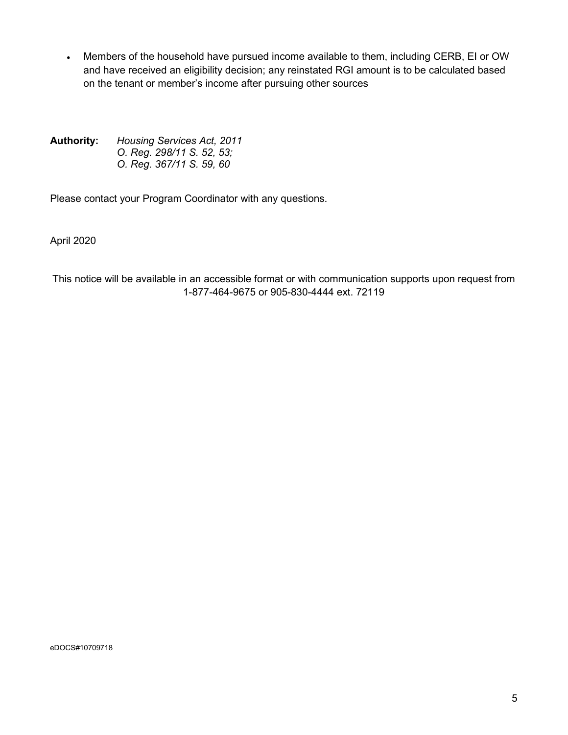- Members of the household have pursued income available to them, including CERB, EI or OW and have received an eligibility decision; any reinstated RGI amount is to be calculated based on the tenant or member's income after pursuing other sources

**Authority:** *Housing Services Act, 2011*
*O. Reg. 298/11 S. 52, 53;*
*O. Reg. 367/11 S. 59, 60*

Please contact your Program Coordinator with any questions.

April 2020

This notice will be available in an accessible format or with communication supports upon request from 1-877-464-9675 or 905-830-4444 ext. 72119

eDOCS#10709718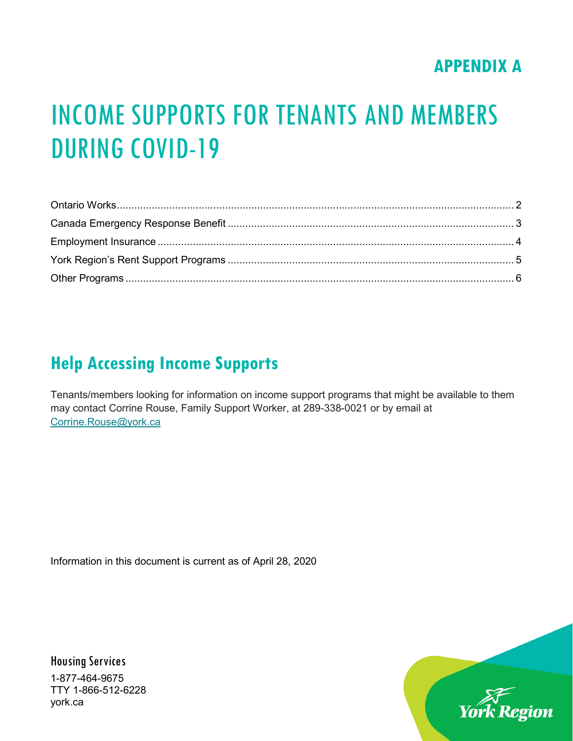**APPENDIX A**

# INCOME SUPPORTS FOR TENANTS AND MEMBERS DURING COVID-19

Ontario Works ........ 2
Canada Emergency Response Benefit ........ 3
Employment Insurance ........ 4
York Region's Rent Support Programs ........ 5
Other Programs ........ 6

## Help Accessing Income Supports

Tenants/members looking for information on income support programs that might be available to them may contact Corrine Rouse, Family Support Worker, at 289-338-0021 or by email at Corrine.Rouse@york.ca

Information in this document is current as of April 28, 2020

Housing Services
1-877-464-9675
TTY 1-866-512-6228
york.ca

York Region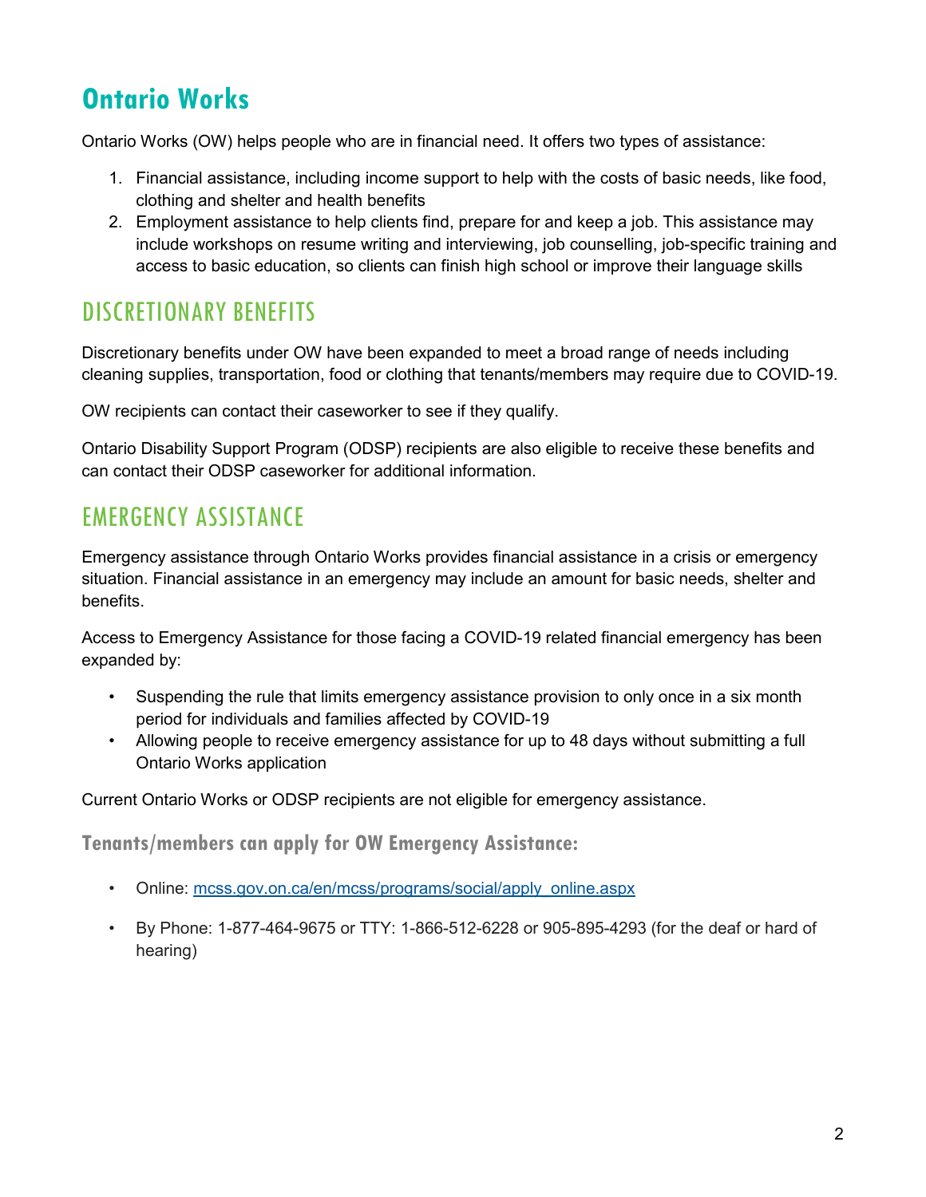# Ontario Works

Ontario Works (OW) helps people who are in financial need. It offers two types of assistance:

1. Financial assistance, including income support to help with the costs of basic needs, like food, clothing and shelter and health benefits
2. Employment assistance to help clients find, prepare for and keep a job. This assistance may include workshops on resume writing and interviewing, job counselling, job-specific training and access to basic education, so clients can finish high school or improve their language skills

## DISCRETIONARY BENEFITS

Discretionary benefits under OW have been expanded to meet a broad range of needs including cleaning supplies, transportation, food or clothing that tenants/members may require due to COVID-19.

OW recipients can contact their caseworker to see if they qualify.

Ontario Disability Support Program (ODSP) recipients are also eligible to receive these benefits and can contact their ODSP caseworker for additional information.

## EMERGENCY ASSISTANCE

Emergency assistance through Ontario Works provides financial assistance in a crisis or emergency situation. Financial assistance in an emergency may include an amount for basic needs, shelter and benefits.

Access to Emergency Assistance for those facing a COVID-19 related financial emergency has been expanded by:

- Suspending the rule that limits emergency assistance provision to only once in a six month period for individuals and families affected by COVID-19
- Allowing people to receive emergency assistance for up to 48 days without submitting a full Ontario Works application

Current Ontario Works or ODSP recipients are not eligible for emergency assistance.

### Tenants/members can apply for OW Emergency Assistance:

- Online: [mcss.gov.on.ca/en/mcss/programs/social/apply_online.aspx](mcss.gov.on.ca/en/mcss/programs/social/apply_online.aspx)
- By Phone: 1-877-464-9675 or TTY: 1-866-512-6228 or 905-895-4293 (for the deaf or hard of hearing)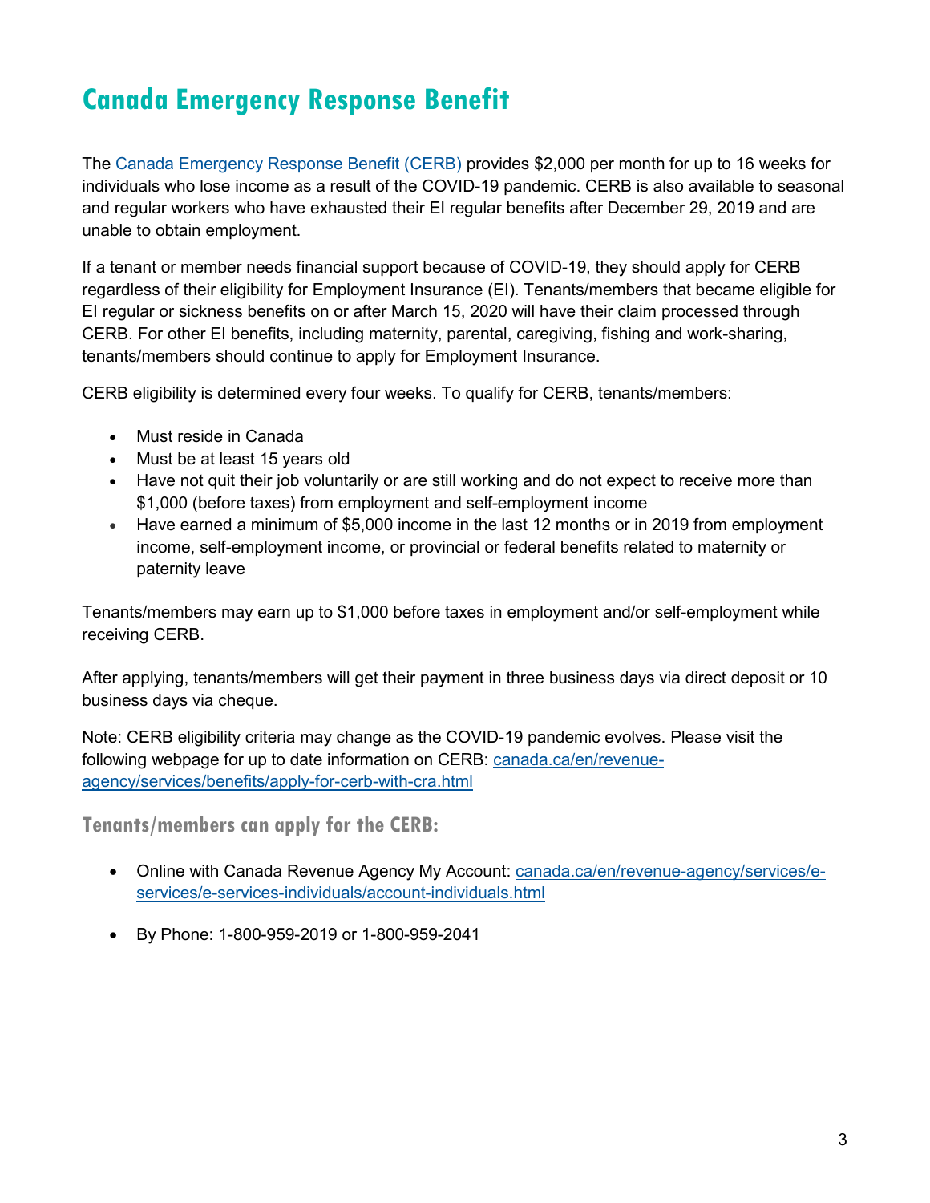# Canada Emergency Response Benefit

The [Canada Emergency Response Benefit (CERB)](https://www.canada.ca/en/revenue-agency/services/benefits/apply-for-cerb-with-cra.html) provides $2,000 per month for up to 16 weeks for individuals who lose income as a result of the COVID-19 pandemic. CERB is also available to seasonal and regular workers who have exhausted their EI regular benefits after December 29, 2019 and are unable to obtain employment.

If a tenant or member needs financial support because of COVID-19, they should apply for CERB regardless of their eligibility for Employment Insurance (EI). Tenants/members that became eligible for EI regular or sickness benefits on or after March 15, 2020 will have their claim processed through CERB. For other EI benefits, including maternity, parental, caregiving, fishing and work-sharing, tenants/members should continue to apply for Employment Insurance.

CERB eligibility is determined every four weeks. To qualify for CERB, tenants/members:

- Must reside in Canada
- Must be at least 15 years old
- Have not quit their job voluntarily or are still working and do not expect to receive more than $1,000 (before taxes) from employment and self-employment income
- Have earned a minimum of $5,000 income in the last 12 months or in 2019 from employment income, self-employment income, or provincial or federal benefits related to maternity or paternity leave

Tenants/members may earn up to $1,000 before taxes in employment and/or self-employment while receiving CERB.

After applying, tenants/members will get their payment in three business days via direct deposit or 10 business days via cheque.

Note: CERB eligibility criteria may change as the COVID-19 pandemic evolves. Please visit the following webpage for up to date information on CERB: canada.ca/en/revenue-agency/services/benefits/apply-for-cerb-with-cra.html

### Tenants/members can apply for the CERB:

- Online with Canada Revenue Agency My Account: canada.ca/en/revenue-agency/services/e-services/e-services-individuals/account-individuals.html

- By Phone: 1-800-959-2019 or 1-800-959-2041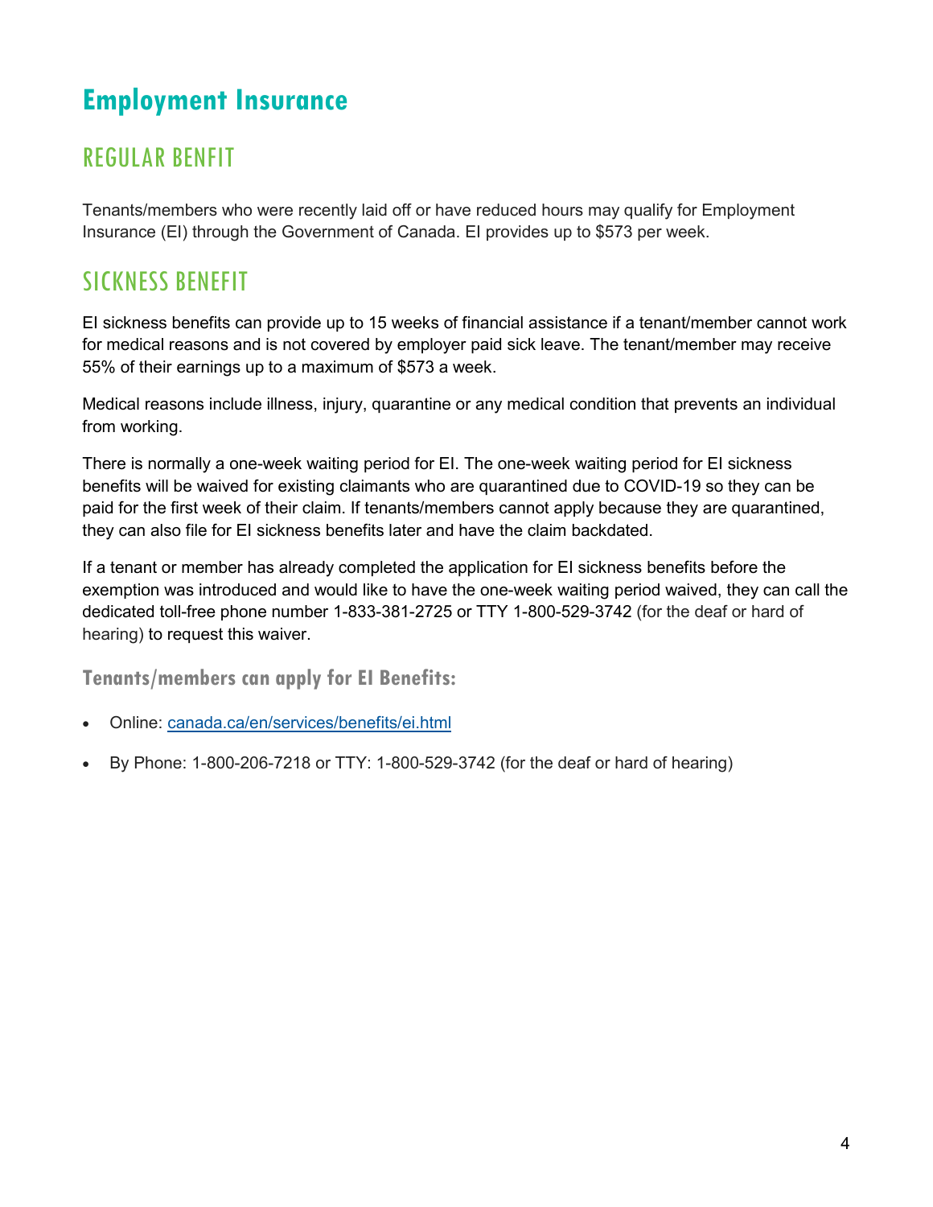# Employment Insurance

## REGULAR BENFIT

Tenants/members who were recently laid off or have reduced hours may qualify for Employment Insurance (EI) through the Government of Canada. EI provides up to $573 per week.

## SICKNESS BENEFIT

EI sickness benefits can provide up to 15 weeks of financial assistance if a tenant/member cannot work for medical reasons and is not covered by employer paid sick leave. The tenant/member may receive 55% of their earnings up to a maximum of $573 a week.

Medical reasons include illness, injury, quarantine or any medical condition that prevents an individual from working.

There is normally a one-week waiting period for EI. The one-week waiting period for EI sickness benefits will be waived for existing claimants who are quarantined due to COVID-19 so they can be paid for the first week of their claim. If tenants/members cannot apply because they are quarantined, they can also file for EI sickness benefits later and have the claim backdated.

If a tenant or member has already completed the application for EI sickness benefits before the exemption was introduced and would like to have the one-week waiting period waived, they can call the dedicated toll-free phone number 1-833-381-2725 or TTY 1-800-529-3742 (for the deaf or hard of hearing) to request this waiver.

### Tenants/members can apply for EI Benefits:

- Online: [canada.ca/en/services/benefits/ei.html](https://canada.ca/en/services/benefits/ei.html)
- By Phone: 1-800-206-7218 or TTY: 1-800-529-3742 (for the deaf or hard of hearing)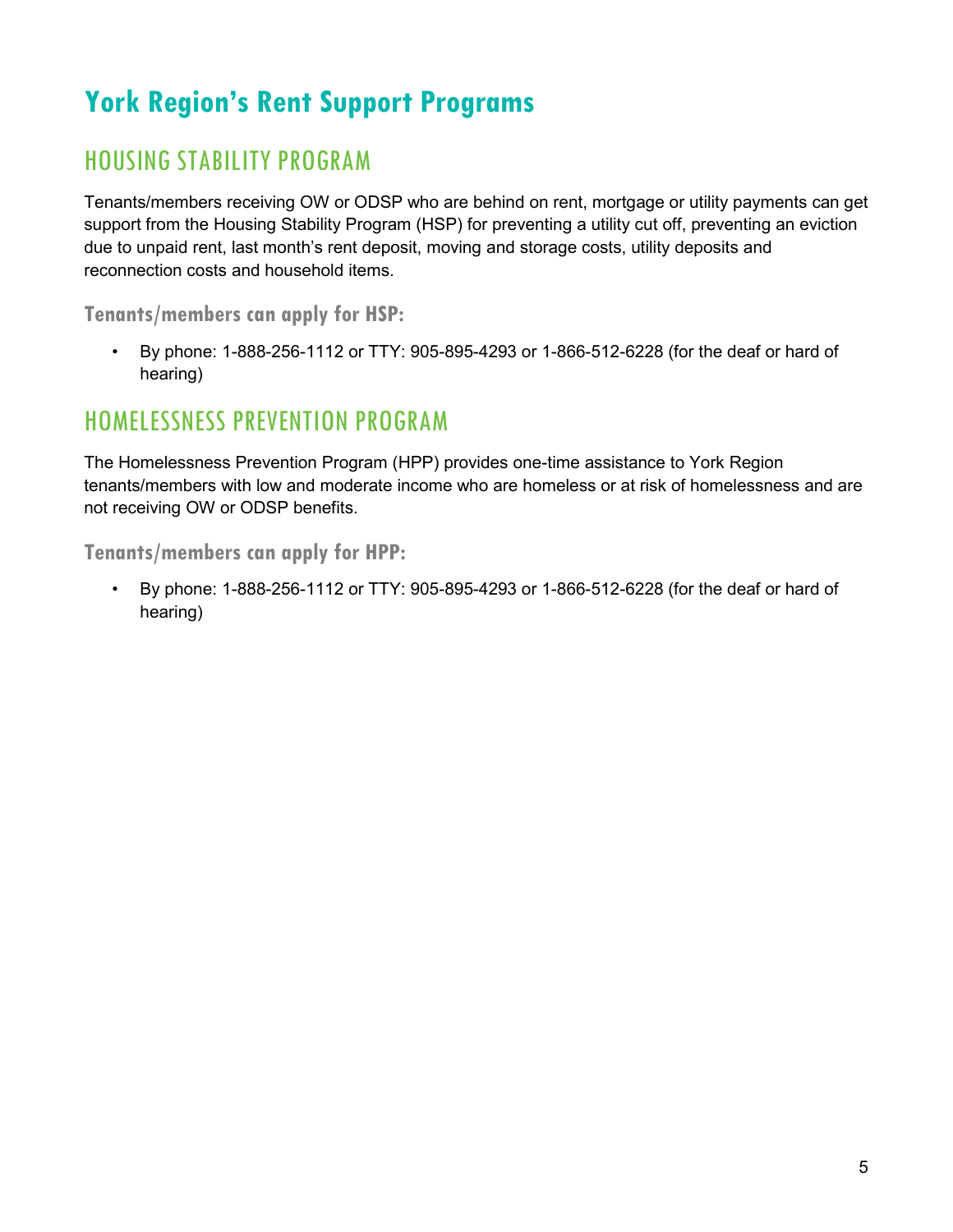# York Region's Rent Support Programs

## HOUSING STABILITY PROGRAM

Tenants/members receiving OW or ODSP who are behind on rent, mortgage or utility payments can get support from the Housing Stability Program (HSP) for preventing a utility cut off, preventing an eviction due to unpaid rent, last month's rent deposit, moving and storage costs, utility deposits and reconnection costs and household items.

### Tenants/members can apply for HSP:

- By phone: 1-888-256-1112 or TTY: 905-895-4293 or 1-866-512-6228 (for the deaf or hard of hearing)

## HOMELESSNESS PREVENTION PROGRAM

The Homelessness Prevention Program (HPP) provides one-time assistance to York Region tenants/members with low and moderate income who are homeless or at risk of homelessness and are not receiving OW or ODSP benefits.

### Tenants/members can apply for HPP:

- By phone: 1-888-256-1112 or TTY: 905-895-4293 or 1-866-512-6228 (for the deaf or hard of hearing)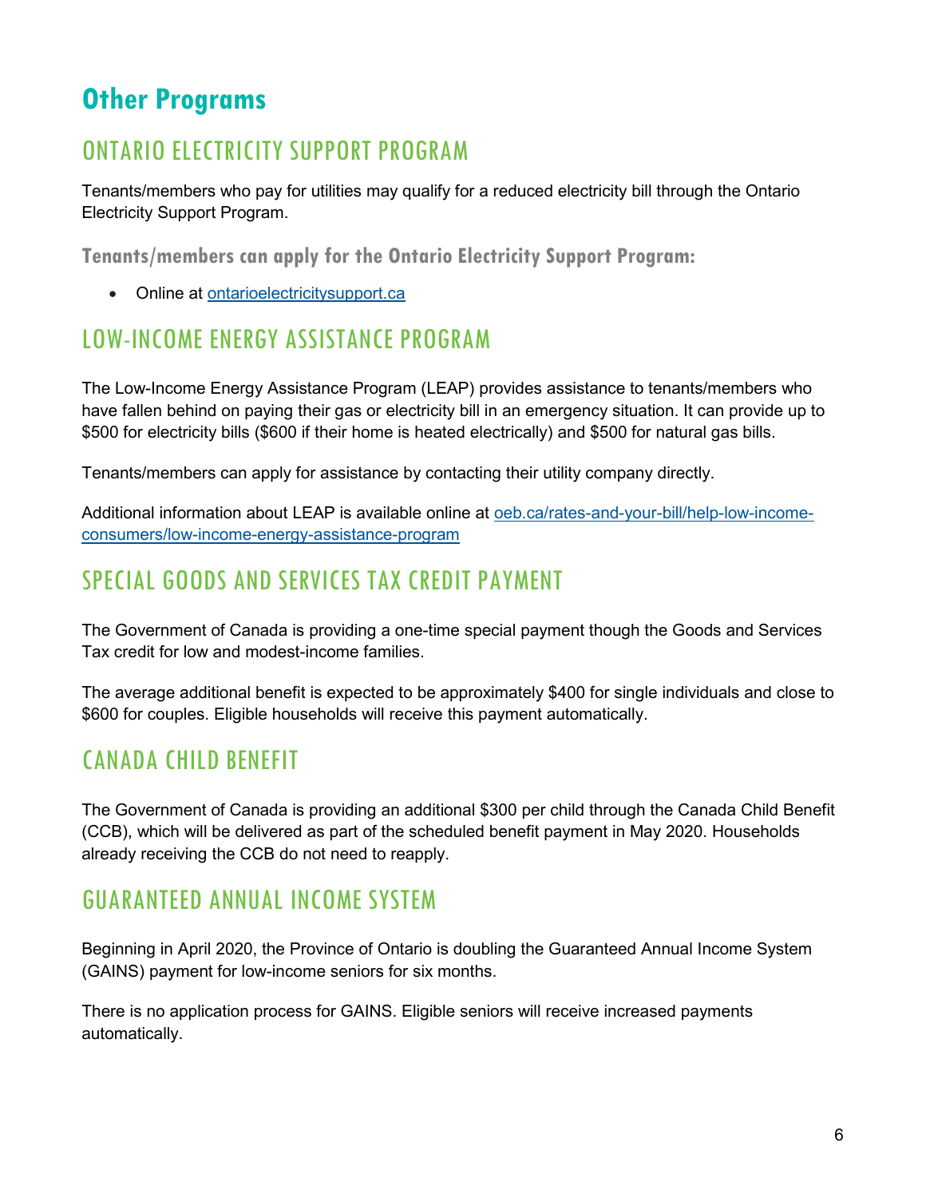# Other Programs

## ONTARIO ELECTRICITY SUPPORT PROGRAM

Tenants/members who pay for utilities may qualify for a reduced electricity bill through the Ontario Electricity Support Program.

### Tenants/members can apply for the Ontario Electricity Support Program:

- Online at ontarioelectricitysupport.ca

## LOW-INCOME ENERGY ASSISTANCE PROGRAM

The Low-Income Energy Assistance Program (LEAP) provides assistance to tenants/members who have fallen behind on paying their gas or electricity bill in an emergency situation. It can provide up to $500 for electricity bills ($600 if their home is heated electrically) and $500 for natural gas bills.

Tenants/members can apply for assistance by contacting their utility company directly.

Additional information about LEAP is available online at oeb.ca/rates-and-your-bill/help-low-income-consumers/low-income-energy-assistance-program

## SPECIAL GOODS AND SERVICES TAX CREDIT PAYMENT

The Government of Canada is providing a one-time special payment though the Goods and Services Tax credit for low and modest-income families.

The average additional benefit is expected to be approximately $400 for single individuals and close to $600 for couples. Eligible households will receive this payment automatically.

## CANADA CHILD BENEFIT

The Government of Canada is providing an additional $300 per child through the Canada Child Benefit (CCB), which will be delivered as part of the scheduled benefit payment in May 2020. Households already receiving the CCB do not need to reapply.

## GUARANTEED ANNUAL INCOME SYSTEM

Beginning in April 2020, the Province of Ontario is doubling the Guaranteed Annual Income System (GAINS) payment for low-income seniors for six months.

There is no application process for GAINS. Eligible seniors will receive increased payments automatically.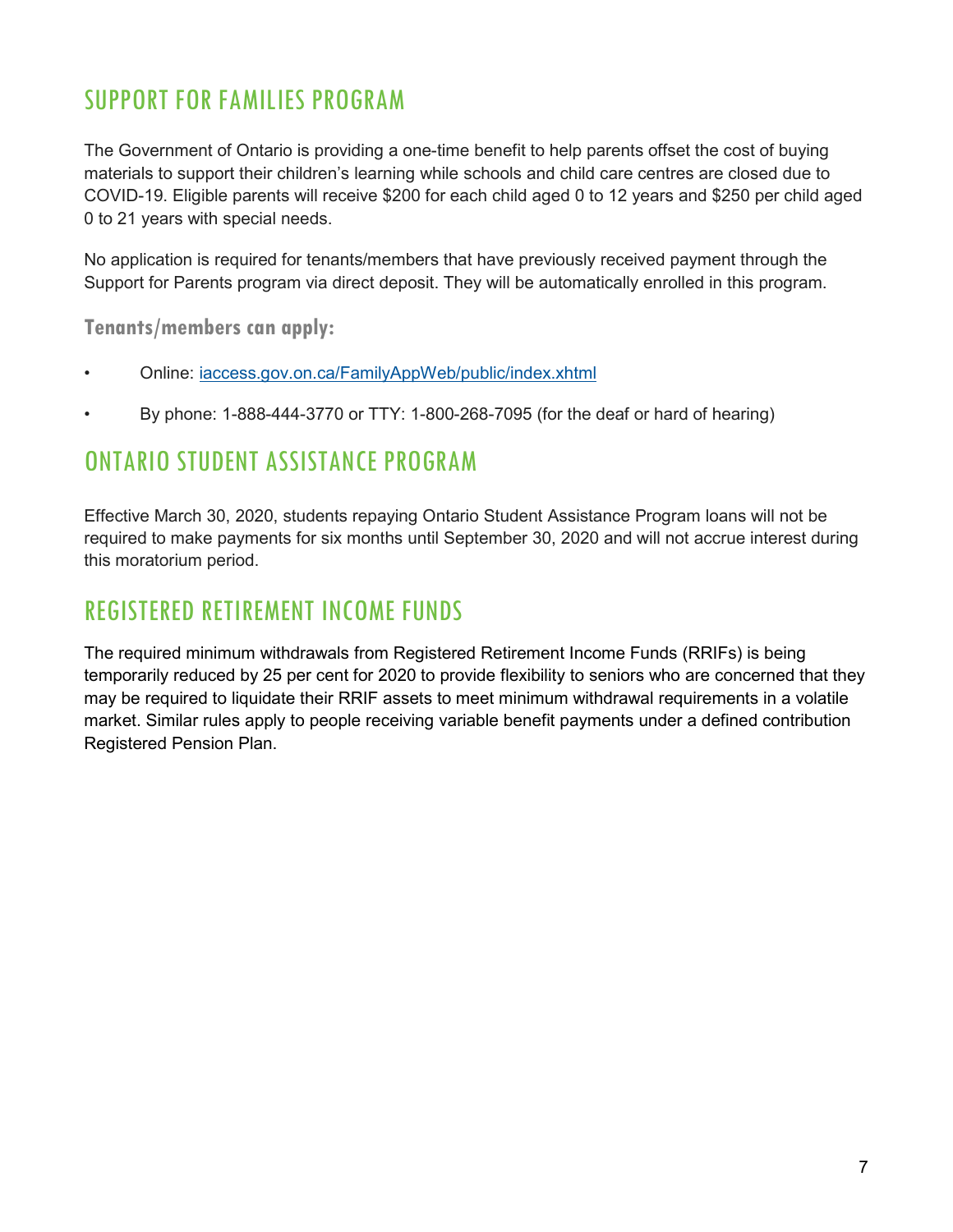## SUPPORT FOR FAMILIES PROGRAM

The Government of Ontario is providing a one-time benefit to help parents offset the cost of buying materials to support their children's learning while schools and child care centres are closed due to COVID-19. Eligible parents will receive $200 for each child aged 0 to 12 years and $250 per child aged 0 to 21 years with special needs.

No application is required for tenants/members that have previously received payment through the Support for Parents program via direct deposit. They will be automatically enrolled in this program.

### Tenants/members can apply:

- Online: [iaccess.gov.on.ca/FamilyAppWeb/public/index.xhtml](iaccess.gov.on.ca/FamilyAppWeb/public/index.xhtml)
- By phone: 1-888-444-3770 or TTY: 1-800-268-7095 (for the deaf or hard of hearing)

## ONTARIO STUDENT ASSISTANCE PROGRAM

Effective March 30, 2020, students repaying Ontario Student Assistance Program loans will not be required to make payments for six months until September 30, 2020 and will not accrue interest during this moratorium period.

## REGISTERED RETIREMENT INCOME FUNDS

The required minimum withdrawals from Registered Retirement Income Funds (RRIFs) is being temporarily reduced by 25 per cent for 2020 to provide flexibility to seniors who are concerned that they may be required to liquidate their RRIF assets to meet minimum withdrawal requirements in a volatile market. Similar rules apply to people receiving variable benefit payments under a defined contribution Registered Pension Plan.